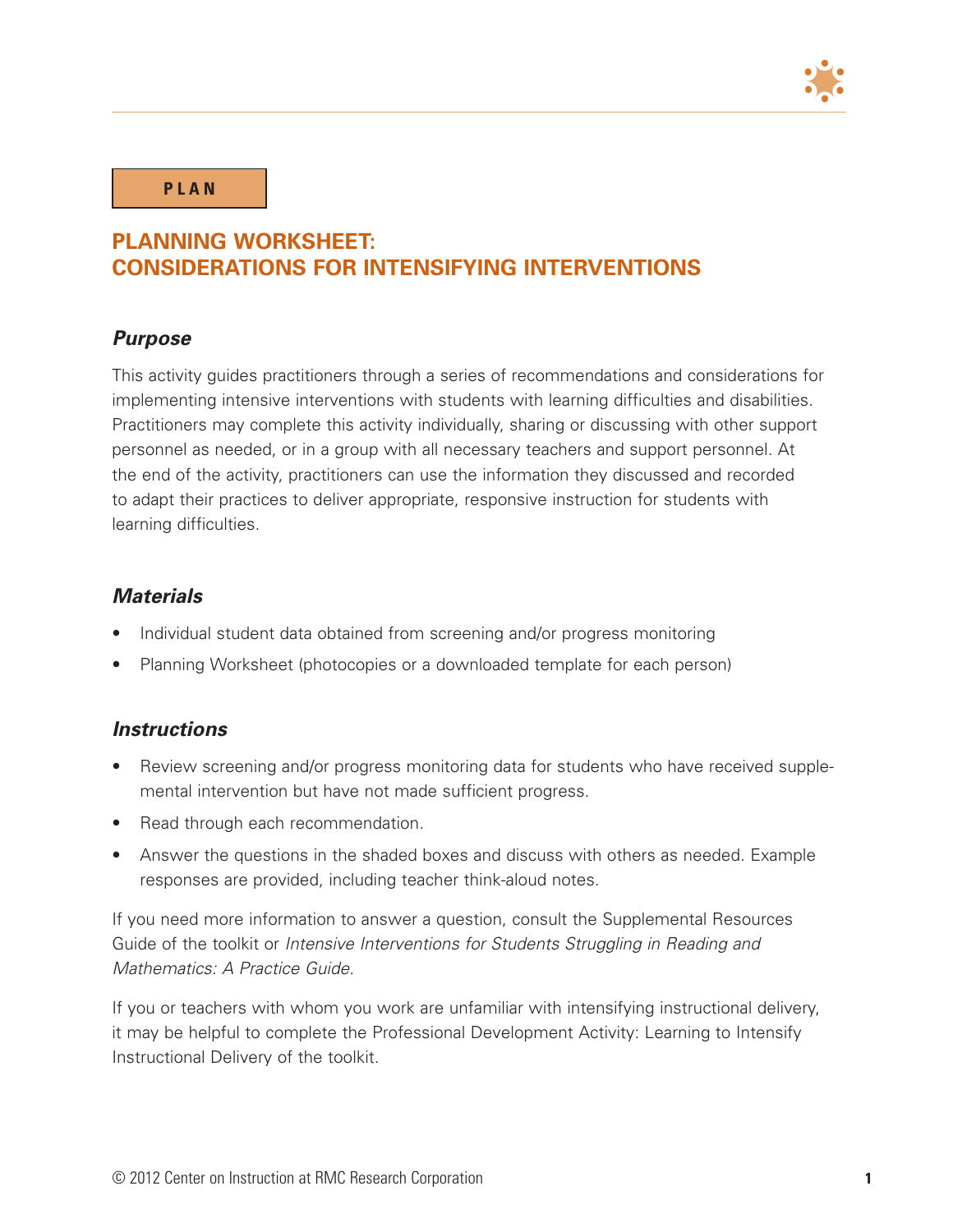**PLAN**

# PLANNING WORKSHEET: CONSIDERATIONS FOR INTENSIFYING INTERVENTIONS

### *Purpose*

This activity guides practitioners through a series of recommendations and considerations for implementing intensive interventions with students with learning difficulties and disabilities. Practitioners may complete this activity individually, sharing or discussing with other support personnel as needed, or in a group with all necessary teachers and support personnel. At the end of the activity, practitioners can use the information they discussed and recorded to adapt their practices to deliver appropriate, responsive instruction for students with learning difficulties.

### *Materials*

- Individual student data obtained from screening and/or progress monitoring
- Planning Worksheet (photocopies or a downloaded template for each person)

### *Instructions*

- Review screening and/or progress monitoring data for students who have received supplemental intervention but have not made sufficient progress.
- Read through each recommendation.
- Answer the questions in the shaded boxes and discuss with others as needed. Example responses are provided, including teacher think-aloud notes.

If you need more information to answer a question, consult the Supplemental Resources Guide of the toolkit or *Intensive Interventions for Students Struggling in Reading and Mathematics: A Practice Guide.*

If you or teachers with whom you work are unfamiliar with intensifying instructional delivery, it may be helpful to complete the Professional Development Activity: Learning to Intensify Instructional Delivery of the toolkit.

© 2012 Center on Instruction at RMC Research Corporation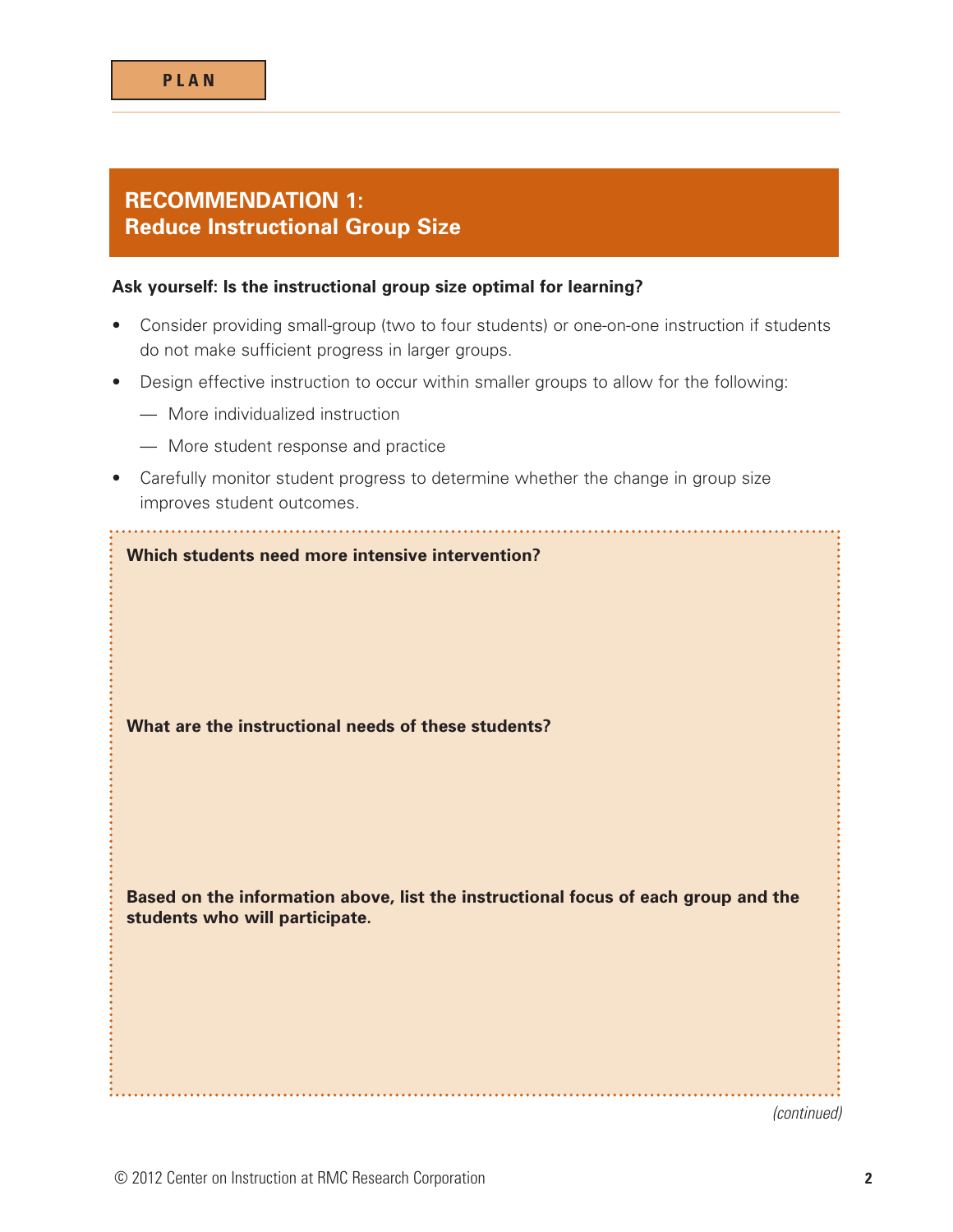PLAN

## RECOMMENDATION 1: Reduce Instructional Group Size

**Ask yourself: Is the instructional group size optimal for learning?**

- Consider providing small-group (two to four students) or one-on-one instruction if students do not make sufficient progress in larger groups.
- Design effective instruction to occur within smaller groups to allow for the following:
  - More individualized instruction
  - More student response and practice
- Carefully monitor student progress to determine whether the change in group size improves student outcomes.

**Which students need more intensive intervention?**

**What are the instructional needs of these students?**

**Based on the information above, list the instructional focus of each group and the students who will participate.**

*(continued)*

© 2012 Center on Instruction at RMC Research Corporation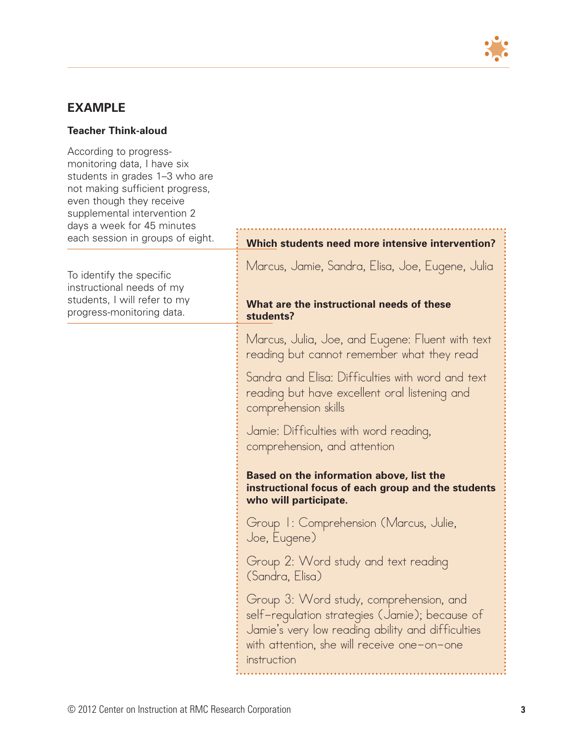## EXAMPLE

### Teacher Think-aloud

According to progress-monitoring data, I have six students in grades 1–3 who are not making sufficient progress, even though they receive supplemental intervention 2 days a week for 45 minutes each session in groups of eight.

**Which students need more intensive intervention?**

Marcus, Jamie, Sandra, Elisa, Joe, Eugene, Julia

To identify the specific instructional needs of my students, I will refer to my progress-monitoring data.

**What are the instructional needs of these students?**

Marcus, Julia, Joe, and Eugene: Fluent with text reading but cannot remember what they read

Sandra and Elisa: Difficulties with word and text reading but have excellent oral listening and comprehension skills

Jamie: Difficulties with word reading, comprehension, and attention

**Based on the information above, list the instructional focus of each group and the students who will participate.**

Group 1: Comprehension (Marcus, Julie, Joe, Eugene)

Group 2: Word study and text reading (Sandra, Elisa)

Group 3: Word study, comprehension, and self-regulation strategies (Jamie); because of Jamie's very low reading ability and difficulties with attention, she will receive one-on-one instruction

© 2012 Center on Instruction at RMC Research Corporation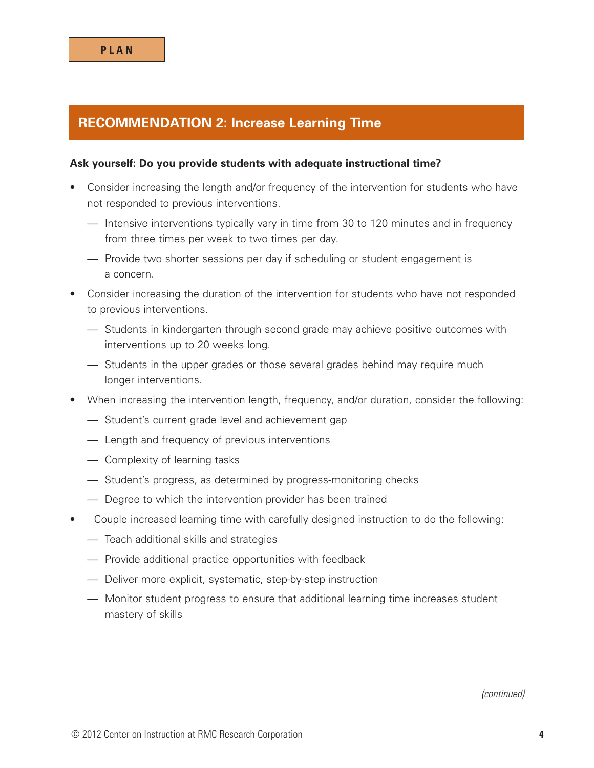PLAN

## RECOMMENDATION 2: Increase Learning Time

**Ask yourself: Do you provide students with adequate instructional time?**

- Consider increasing the length and/or frequency of the intervention for students who have not responded to previous interventions.
  - Intensive interventions typically vary in time from 30 to 120 minutes and in frequency from three times per week to two times per day.
  - Provide two shorter sessions per day if scheduling or student engagement is a concern.
- Consider increasing the duration of the intervention for students who have not responded to previous interventions.
  - Students in kindergarten through second grade may achieve positive outcomes with interventions up to 20 weeks long.
  - Students in the upper grades or those several grades behind may require much longer interventions.
- When increasing the intervention length, frequency, and/or duration, consider the following:
  - Student's current grade level and achievement gap
  - Length and frequency of previous interventions
  - Complexity of learning tasks
  - Student's progress, as determined by progress-monitoring checks
  - Degree to which the intervention provider has been trained
- Couple increased learning time with carefully designed instruction to do the following:
  - Teach additional skills and strategies
  - Provide additional practice opportunities with feedback
  - Deliver more explicit, systematic, step-by-step instruction
  - Monitor student progress to ensure that additional learning time increases student mastery of skills

*(continued)*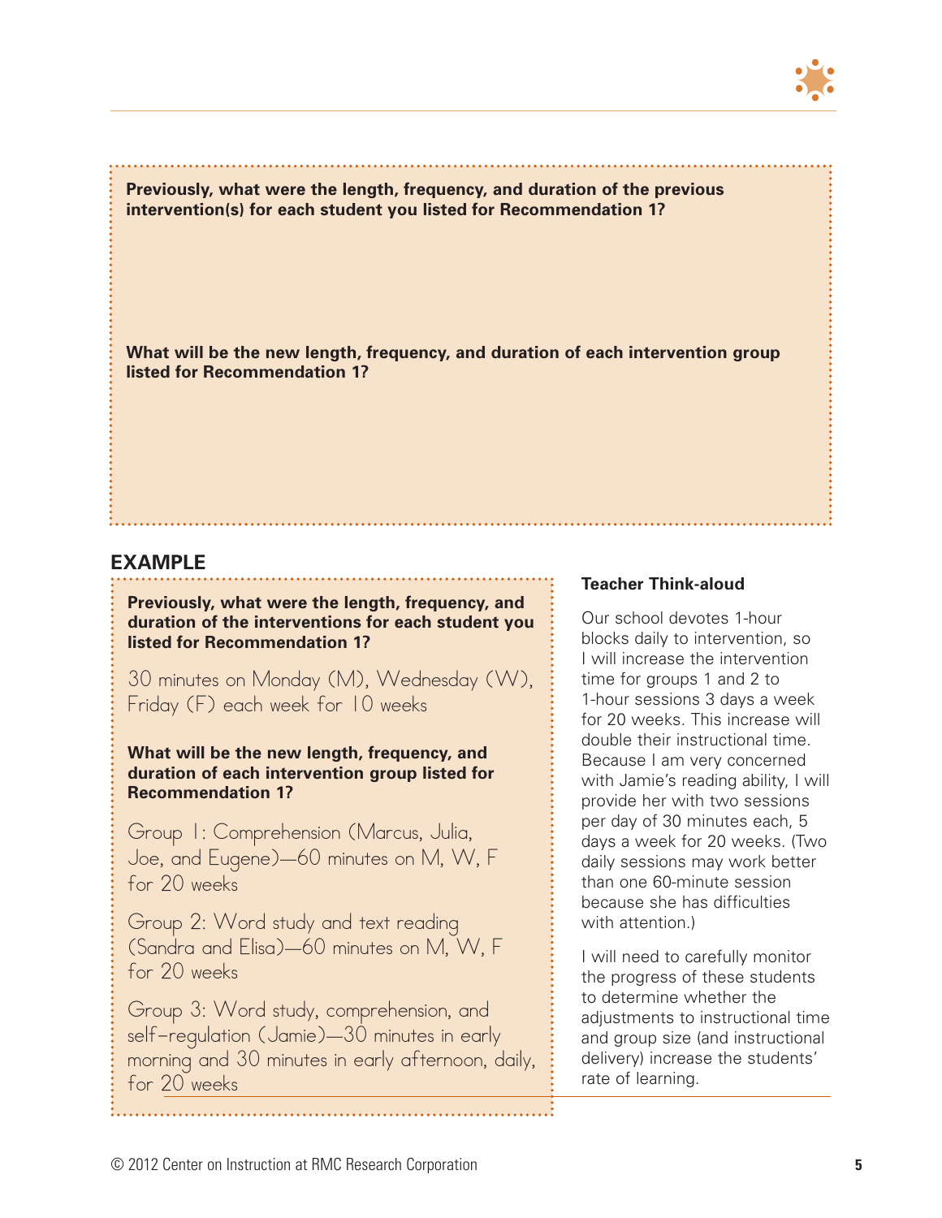**Previously, what were the length, frequency, and duration of the previous intervention(s) for each student you listed for Recommendation 1?**

**What will be the new length, frequency, and duration of each intervention group listed for Recommendation 1?**

## EXAMPLE

**Previously, what were the length, frequency, and duration of the interventions for each student you listed for Recommendation 1?**

30 minutes on Monday (M), Wednesday (W), Friday (F) each week for 10 weeks

**What will be the new length, frequency, and duration of each intervention group listed for Recommendation 1?**

Group 1: Comprehension (Marcus, Julia, Joe, and Eugene)—60 minutes on M, W, F for 20 weeks

Group 2: Word study and text reading (Sandra and Elisa)—60 minutes on M, W, F for 20 weeks

Group 3: Word study, comprehension, and self-regulation (Jamie)—30 minutes in early morning and 30 minutes in early afternoon, daily, for 20 weeks

**Teacher Think-aloud**

Our school devotes 1-hour blocks daily to intervention, so I will increase the intervention time for groups 1 and 2 to 1-hour sessions 3 days a week for 20 weeks. This increase will double their instructional time. Because I am very concerned with Jamie's reading ability, I will provide her with two sessions per day of 30 minutes each, 5 days a week for 20 weeks. (Two daily sessions may work better than one 60-minute session because she has difficulties with attention.)

I will need to carefully monitor the progress of these students to determine whether the adjustments to instructional time and group size (and instructional delivery) increase the students' rate of learning.

© 2012 Center on Instruction at RMC Research Corporation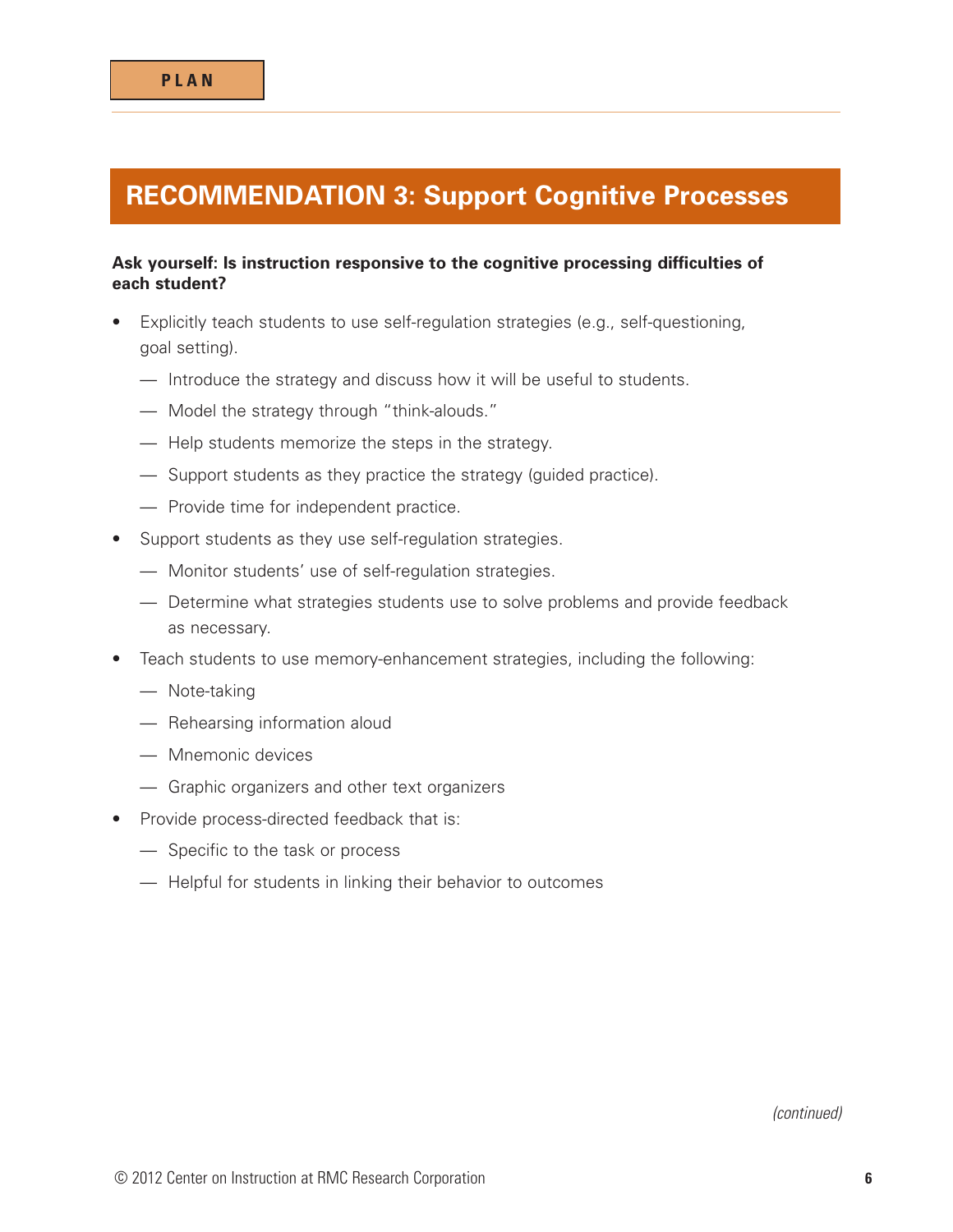PLAN

## RECOMMENDATION 3: Support Cognitive Processes

**Ask yourself: Is instruction responsive to the cognitive processing difficulties of each student?**

- Explicitly teach students to use self-regulation strategies (e.g., self-questioning, goal setting).
  - Introduce the strategy and discuss how it will be useful to students.
  - Model the strategy through "think-alouds."
  - Help students memorize the steps in the strategy.
  - Support students as they practice the strategy (guided practice).
  - Provide time for independent practice.
- Support students as they use self-regulation strategies.
  - Monitor students' use of self-regulation strategies.
  - Determine what strategies students use to solve problems and provide feedback as necessary.
- Teach students to use memory-enhancement strategies, including the following:
  - Note-taking
  - Rehearsing information aloud
  - Mnemonic devices
  - Graphic organizers and other text organizers
- Provide process-directed feedback that is:
  - Specific to the task or process
  - Helpful for students in linking their behavior to outcomes

*(continued)*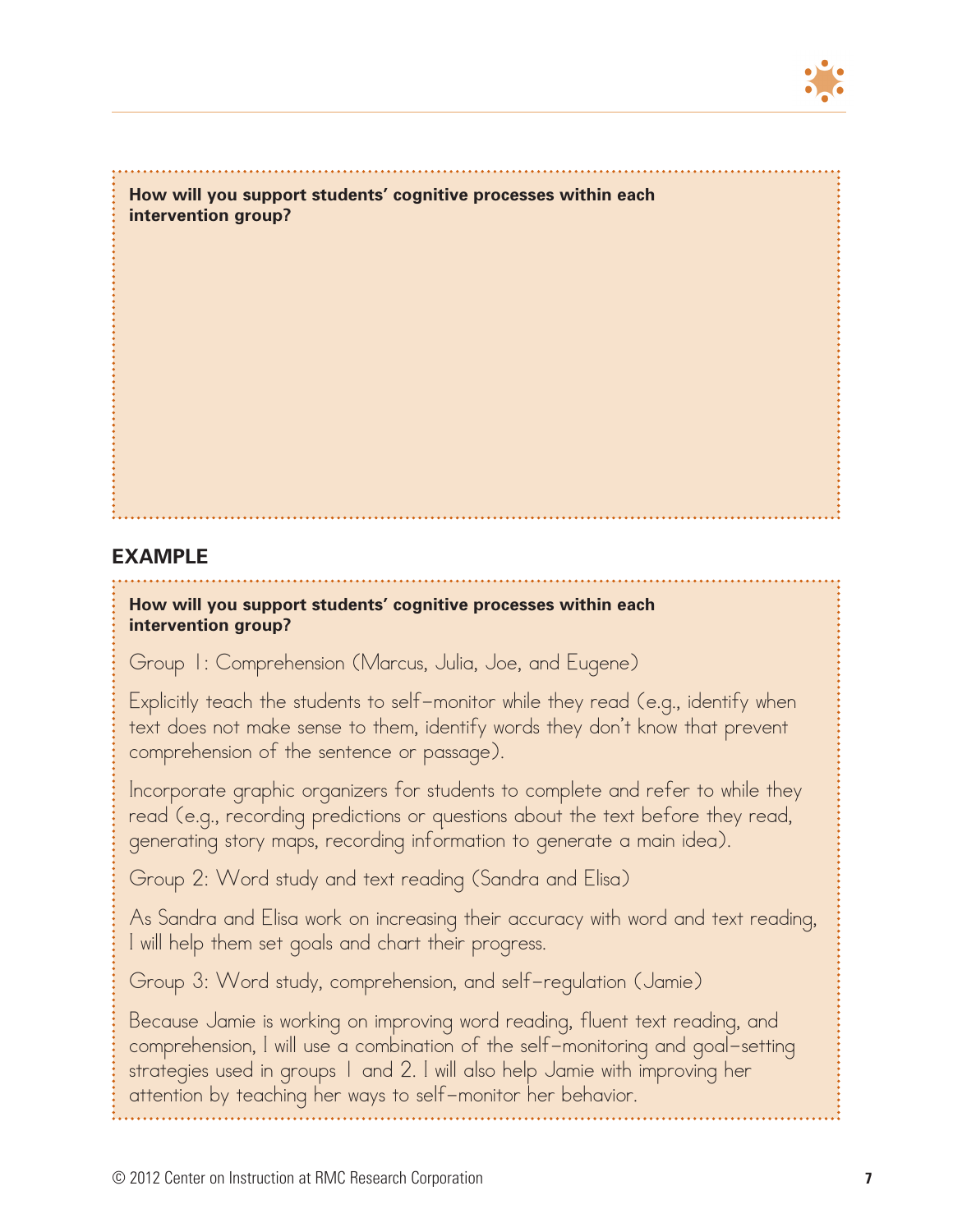**How will you support students' cognitive processes within each intervention group?**

## EXAMPLE

**How will you support students' cognitive processes within each intervention group?**

Group 1: Comprehension (Marcus, Julia, Joe, and Eugene)

Explicitly teach the students to self-monitor while they read (e.g., identify when text does not make sense to them, identify words they don't know that prevent comprehension of the sentence or passage).

Incorporate graphic organizers for students to complete and refer to while they read (e.g., recording predictions or questions about the text before they read, generating story maps, recording information to generate a main idea).

Group 2: Word study and text reading (Sandra and Elisa)

As Sandra and Elisa work on increasing their accuracy with word and text reading, I will help them set goals and chart their progress.

Group 3: Word study, comprehension, and self-regulation (Jamie)

Because Jamie is working on improving word reading, fluent text reading, and comprehension, I will use a combination of the self-monitoring and goal-setting strategies used in groups 1 and 2. I will also help Jamie with improving her attention by teaching her ways to self-monitor her behavior.

© 2012 Center on Instruction at RMC Research Corporation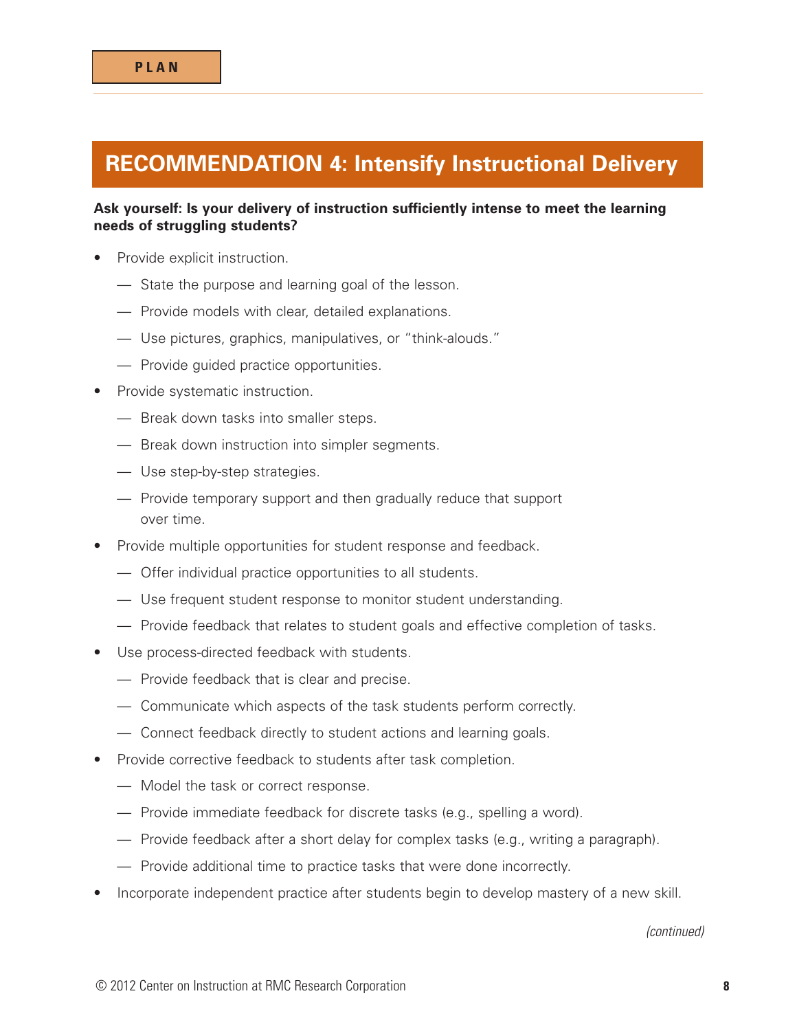PLAN

## RECOMMENDATION 4: Intensify Instructional Delivery

**Ask yourself: Is your delivery of instruction sufficiently intense to meet the learning needs of struggling students?**

- Provide explicit instruction.
  - State the purpose and learning goal of the lesson.
  - Provide models with clear, detailed explanations.
  - Use pictures, graphics, manipulatives, or "think-alouds."
  - Provide guided practice opportunities.
- Provide systematic instruction.
  - Break down tasks into smaller steps.
  - Break down instruction into simpler segments.
  - Use step-by-step strategies.
  - Provide temporary support and then gradually reduce that support over time.
- Provide multiple opportunities for student response and feedback.
  - Offer individual practice opportunities to all students.
  - Use frequent student response to monitor student understanding.
  - Provide feedback that relates to student goals and effective completion of tasks.
- Use process-directed feedback with students.
  - Provide feedback that is clear and precise.
  - Communicate which aspects of the task students perform correctly.
  - Connect feedback directly to student actions and learning goals.
- Provide corrective feedback to students after task completion.
  - Model the task or correct response.
  - Provide immediate feedback for discrete tasks (e.g., spelling a word).
  - Provide feedback after a short delay for complex tasks (e.g., writing a paragraph).
  - Provide additional time to practice tasks that were done incorrectly.
- Incorporate independent practice after students begin to develop mastery of a new skill.

*(continued)*

© 2012 Center on Instruction at RMC Research Corporation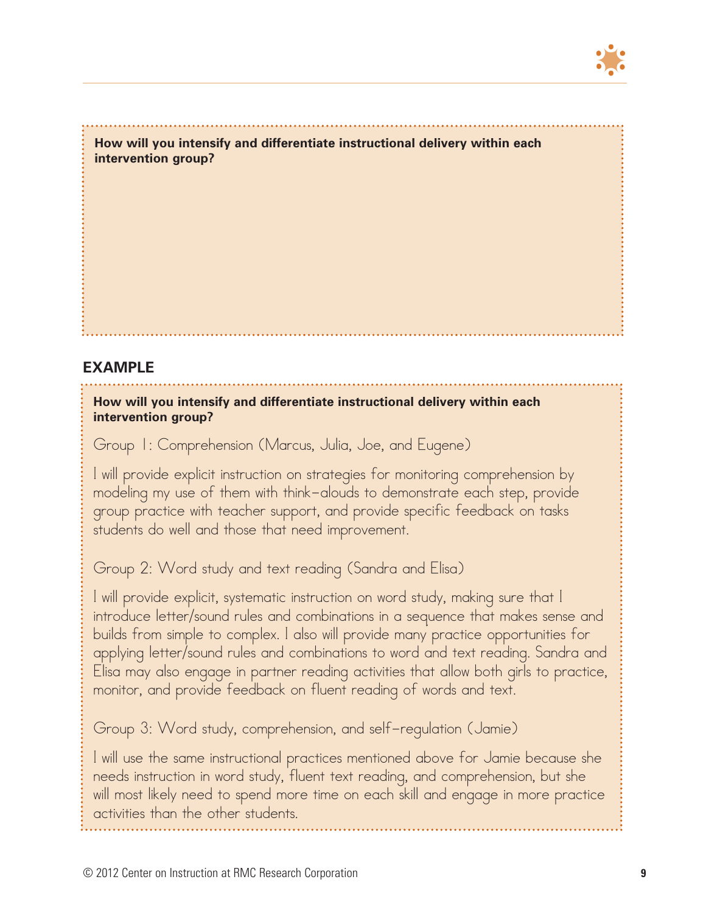**How will you intensify and differentiate instructional delivery within each intervention group?**

## EXAMPLE

**How will you intensify and differentiate instructional delivery within each intervention group?**

Group 1: Comprehension (Marcus, Julia, Joe, and Eugene)

I will provide explicit instruction on strategies for monitoring comprehension by modeling my use of them with think-alouds to demonstrate each step, provide group practice with teacher support, and provide specific feedback on tasks students do well and those that need improvement.

Group 2: Word study and text reading (Sandra and Elisa)

I will provide explicit, systematic instruction on word study, making sure that I introduce letter/sound rules and combinations in a sequence that makes sense and builds from simple to complex. I also will provide many practice opportunities for applying letter/sound rules and combinations to word and text reading. Sandra and Elisa may also engage in partner reading activities that allow both girls to practice, monitor, and provide feedback on fluent reading of words and text.

Group 3: Word study, comprehension, and self-regulation (Jamie)

I will use the same instructional practices mentioned above for Jamie because she needs instruction in word study, fluent text reading, and comprehension, but she will most likely need to spend more time on each skill and engage in more practice activities than the other students.

© 2012 Center on Instruction at RMC Research Corporation